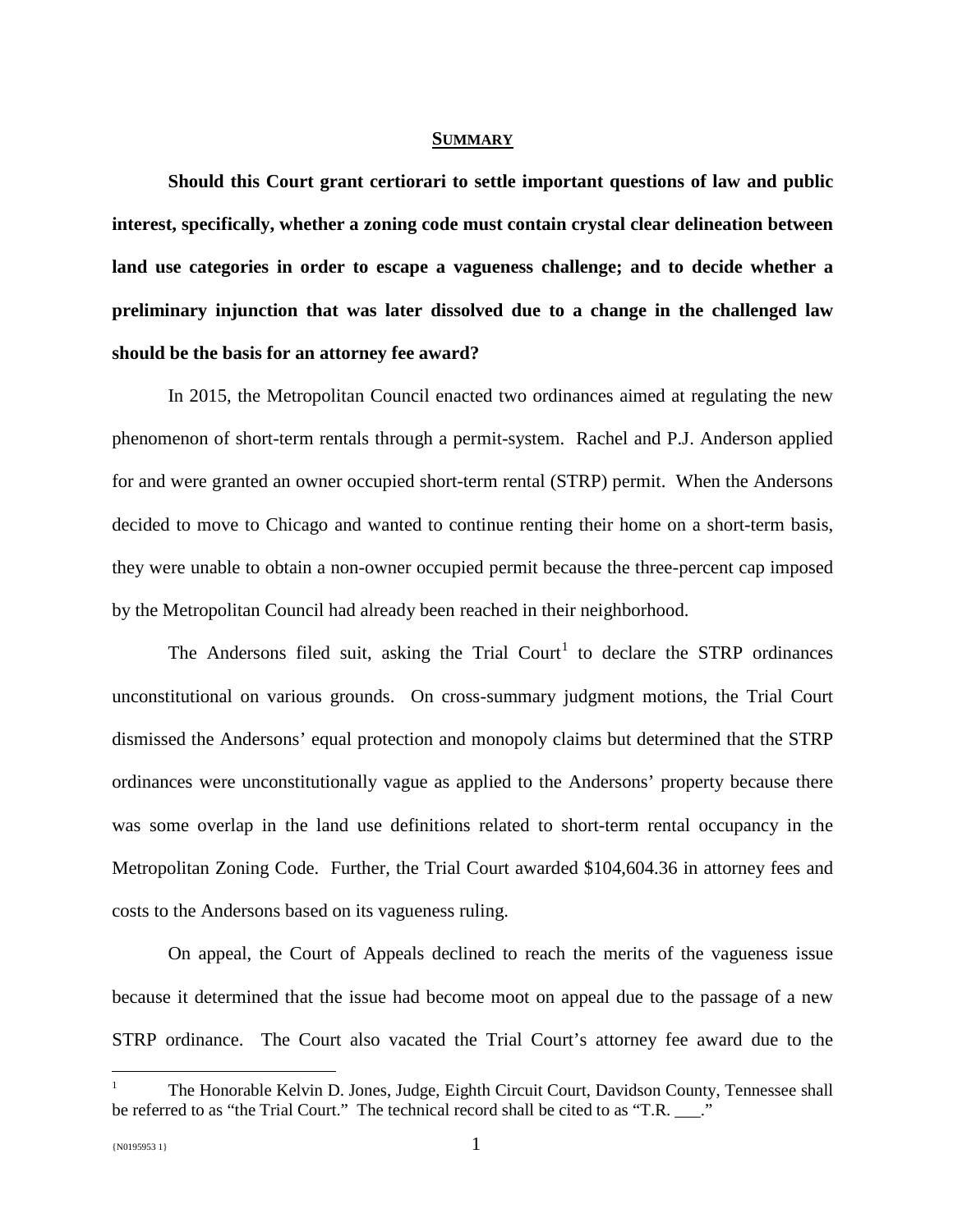## SUMMARY

**Should this Court grant certiorari to settle important questions of law and public interest, specifically, whether a zoning code must contain crystal clear delineation between land use categories in order to escape a vagueness challenge; and to decide whether a preliminary injunction that was later dissolved due to a change in the challenged law should be the basis for an attorney fee award?**

In 2015, the Metropolitan Council enacted two ordinances aimed at regulating the new phenomenon of short-term rentals through a permit-system. Rachel and P.J. Anderson applied for and were granted an owner occupied short-term rental (STRP) permit. When the Andersons decided to move to Chicago and wanted to continue renting their home on a short-term basis, they were unable to obtain a non-owner occupied permit because the three-percent cap imposed by the Metropolitan Council had already been reached in their neighborhood.

The Andersons filed suit, asking the Trial Court[1] to declare the STRP ordinances unconstitutional on various grounds. On cross-summary judgment motions, the Trial Court dismissed the Andersons' equal protection and monopoly claims but determined that the STRP ordinances were unconstitutionally vague as applied to the Andersons' property because there was some overlap in the land use definitions related to short-term rental occupancy in the Metropolitan Zoning Code. Further, the Trial Court awarded $104,604.36 in attorney fees and costs to the Andersons based on its vagueness ruling.

On appeal, the Court of Appeals declined to reach the merits of the vagueness issue because it determined that the issue had become moot on appeal due to the passage of a new STRP ordinance. The Court also vacated the Trial Court's attorney fee award due to the

[1] The Honorable Kelvin D. Jones, Judge, Eighth Circuit Court, Davidson County, Tennessee shall be referred to as "the Trial Court." The technical record shall be cited to as "T.R. ___."

{N0195953 1}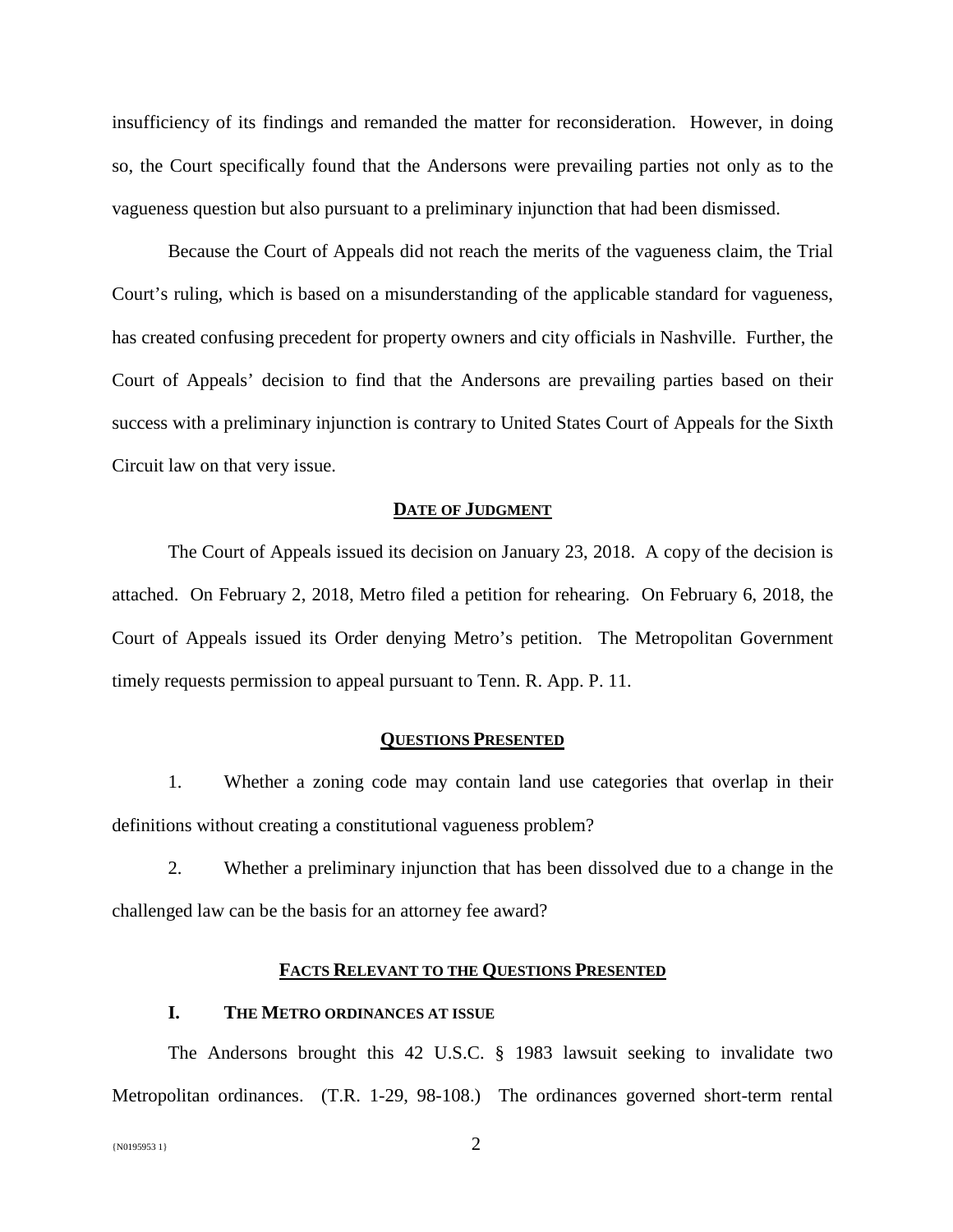insufficiency of its findings and remanded the matter for reconsideration. However, in doing so, the Court specifically found that the Andersons were prevailing parties not only as to the vagueness question but also pursuant to a preliminary injunction that had been dismissed.

Because the Court of Appeals did not reach the merits of the vagueness claim, the Trial Court's ruling, which is based on a misunderstanding of the applicable standard for vagueness, has created confusing precedent for property owners and city officials in Nashville. Further, the Court of Appeals' decision to find that the Andersons are prevailing parties based on their success with a preliminary injunction is contrary to United States Court of Appeals for the Sixth Circuit law on that very issue.

## **DATE OF JUDGMENT**

The Court of Appeals issued its decision on January 23, 2018. A copy of the decision is attached. On February 2, 2018, Metro filed a petition for rehearing. On February 6, 2018, the Court of Appeals issued its Order denying Metro's petition. The Metropolitan Government timely requests permission to appeal pursuant to Tenn. R. App. P. 11.

## **QUESTIONS PRESENTED**

1. Whether a zoning code may contain land use categories that overlap in their definitions without creating a constitutional vagueness problem?

2. Whether a preliminary injunction that has been dissolved due to a change in the challenged law can be the basis for an attorney fee award?

## **FACTS RELEVANT TO THE QUESTIONS PRESENTED**

### **I. THE METRO ORDINANCES AT ISSUE**

The Andersons brought this 42 U.S.C. § 1983 lawsuit seeking to invalidate two Metropolitan ordinances. (T.R. 1-29, 98-108.) The ordinances governed short-term rental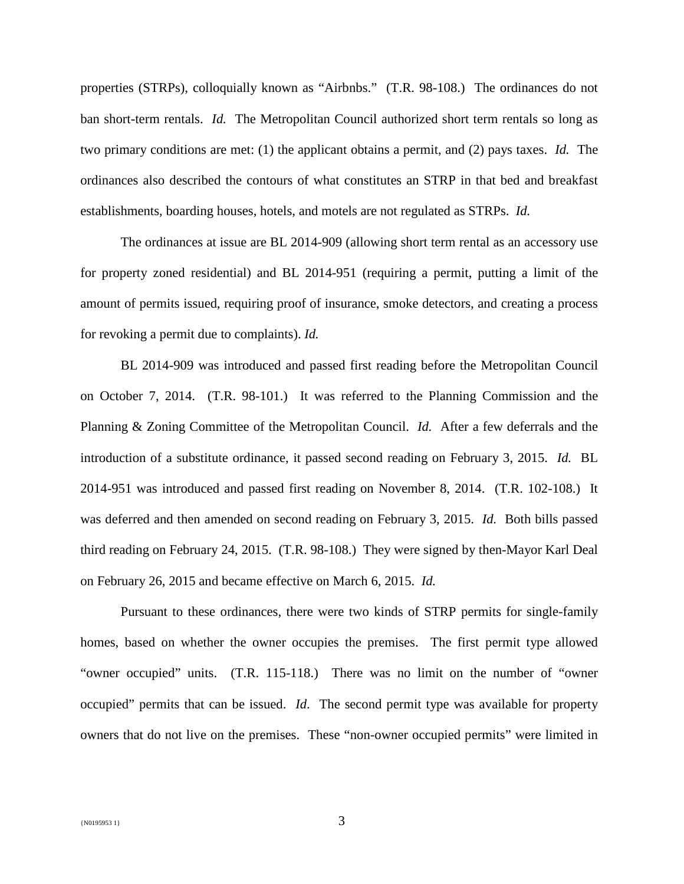properties (STRPs), colloquially known as "Airbnbs." (T.R. 98-108.) The ordinances do not ban short-term rentals. *Id.* The Metropolitan Council authorized short term rentals so long as two primary conditions are met: (1) the applicant obtains a permit, and (2) pays taxes. *Id.* The ordinances also described the contours of what constitutes an STRP in that bed and breakfast establishments, boarding houses, hotels, and motels are not regulated as STRPs. *Id.*

The ordinances at issue are BL 2014-909 (allowing short term rental as an accessory use for property zoned residential) and BL 2014-951 (requiring a permit, putting a limit of the amount of permits issued, requiring proof of insurance, smoke detectors, and creating a process for revoking a permit due to complaints). *Id.*

BL 2014-909 was introduced and passed first reading before the Metropolitan Council on October 7, 2014. (T.R. 98-101.) It was referred to the Planning Commission and the Planning & Zoning Committee of the Metropolitan Council. *Id.* After a few deferrals and the introduction of a substitute ordinance, it passed second reading on February 3, 2015. *Id.* BL 2014-951 was introduced and passed first reading on November 8, 2014. (T.R. 102-108.) It was deferred and then amended on second reading on February 3, 2015. *Id.* Both bills passed third reading on February 24, 2015. (T.R. 98-108.) They were signed by then-Mayor Karl Deal on February 26, 2015 and became effective on March 6, 2015. *Id.*

Pursuant to these ordinances, there were two kinds of STRP permits for single-family homes, based on whether the owner occupies the premises. The first permit type allowed "owner occupied" units. (T.R. 115-118.) There was no limit on the number of "owner occupied" permits that can be issued. *Id*. The second permit type was available for property owners that do not live on the premises. These "non-owner occupied permits" were limited in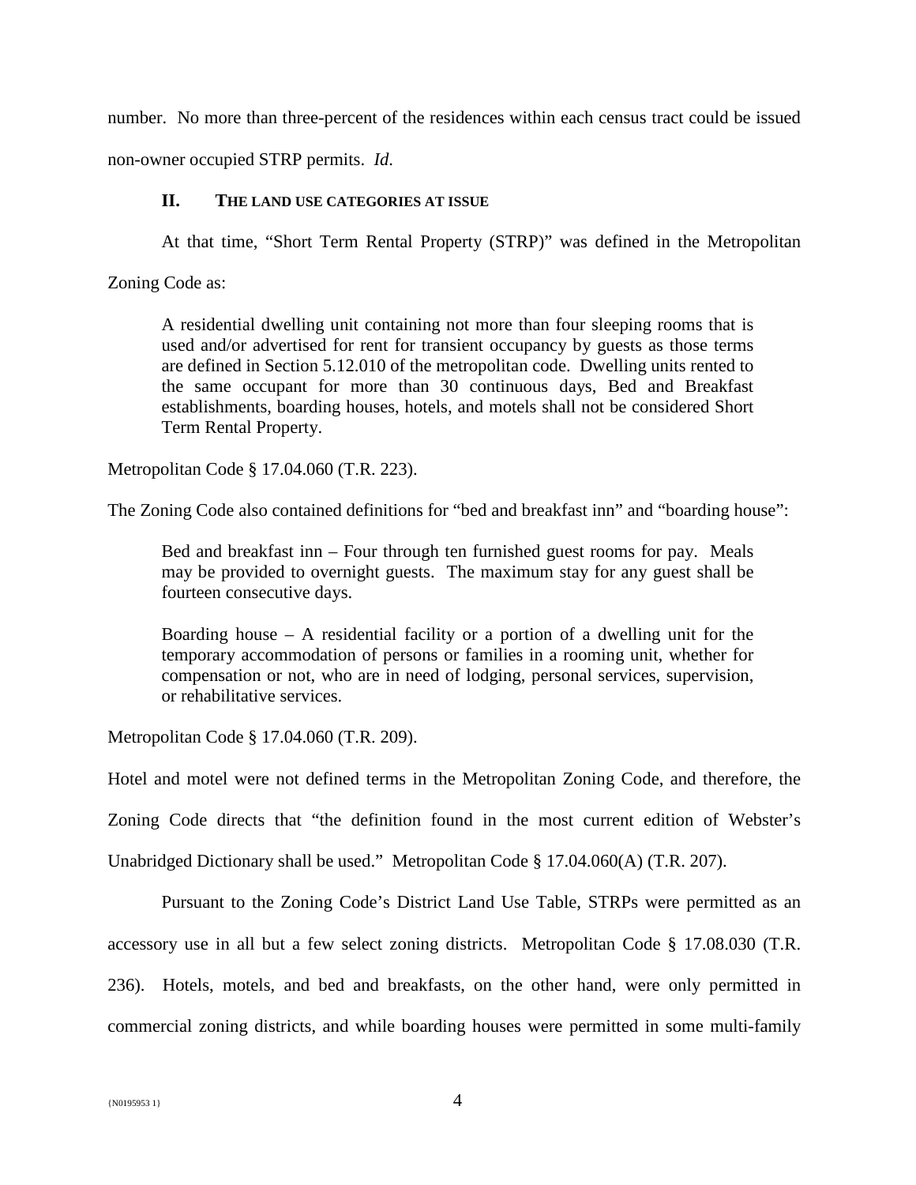number. No more than three-percent of the residences within each census tract could be issued non-owner occupied STRP permits. *Id.*

## II. THE LAND USE CATEGORIES AT ISSUE

At that time, "Short Term Rental Property (STRP)" was defined in the Metropolitan Zoning Code as:

> A residential dwelling unit containing not more than four sleeping rooms that is used and/or advertised for rent for transient occupancy by guests as those terms are defined in Section 5.12.010 of the metropolitan code. Dwelling units rented to the same occupant for more than 30 continuous days, Bed and Breakfast establishments, boarding houses, hotels, and motels shall not be considered Short Term Rental Property.

Metropolitan Code § 17.04.060 (T.R. 223).

The Zoning Code also contained definitions for "bed and breakfast inn" and "boarding house":

> Bed and breakfast inn – Four through ten furnished guest rooms for pay. Meals may be provided to overnight guests. The maximum stay for any guest shall be fourteen consecutive days.
>
> Boarding house – A residential facility or a portion of a dwelling unit for the temporary accommodation of persons or families in a rooming unit, whether for compensation or not, who are in need of lodging, personal services, supervision, or rehabilitative services.

Metropolitan Code § 17.04.060 (T.R. 209).

Hotel and motel were not defined terms in the Metropolitan Zoning Code, and therefore, the Zoning Code directs that "the definition found in the most current edition of Webster's Unabridged Dictionary shall be used." Metropolitan Code § 17.04.060(A) (T.R. 207).

Pursuant to the Zoning Code's District Land Use Table, STRPs were permitted as an accessory use in all but a few select zoning districts. Metropolitan Code § 17.08.030 (T.R. 236). Hotels, motels, and bed and breakfasts, on the other hand, were only permitted in commercial zoning districts, and while boarding houses were permitted in some multi-family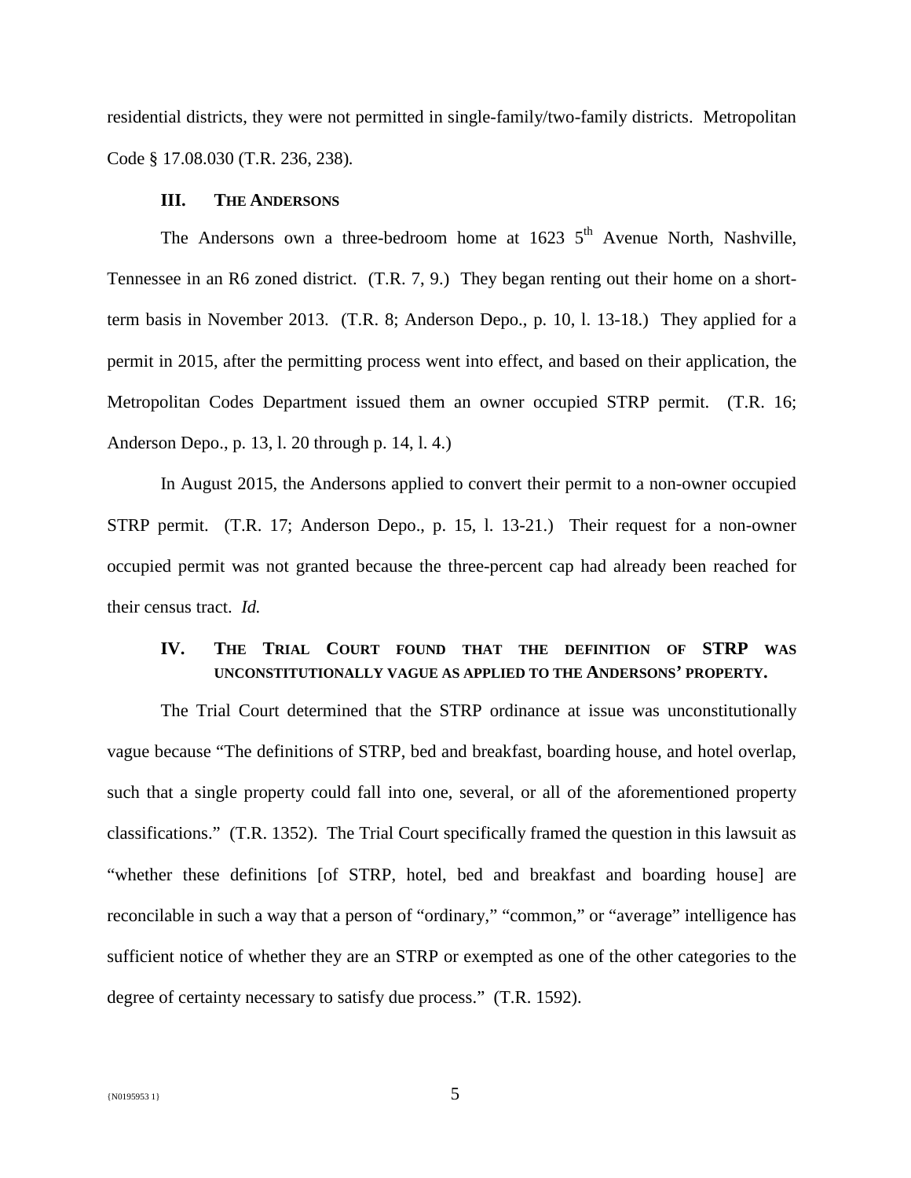residential districts, they were not permitted in single-family/two-family districts. Metropolitan Code § 17.08.030 (T.R. 236, 238).

### III. The Andersons

The Andersons own a three-bedroom home at 1623 5th Avenue North, Nashville, Tennessee in an R6 zoned district. (T.R. 7, 9.) They began renting out their home on a short-term basis in November 2013. (T.R. 8; Anderson Depo., p. 10, l. 13-18.) They applied for a permit in 2015, after the permitting process went into effect, and based on their application, the Metropolitan Codes Department issued them an owner occupied STRP permit. (T.R. 16; Anderson Depo., p. 13, l. 20 through p. 14, l. 4.)

In August 2015, the Andersons applied to convert their permit to a non-owner occupied STRP permit. (T.R. 17; Anderson Depo., p. 15, l. 13-21.) Their request for a non-owner occupied permit was not granted because the three-percent cap had already been reached for their census tract. *Id.*

### IV. The Trial Court found that the definition of STRP was unconstitutionally vague as applied to the Andersons' property.

The Trial Court determined that the STRP ordinance at issue was unconstitutionally vague because "The definitions of STRP, bed and breakfast, boarding house, and hotel overlap, such that a single property could fall into one, several, or all of the aforementioned property classifications." (T.R. 1352). The Trial Court specifically framed the question in this lawsuit as "whether these definitions [of STRP, hotel, bed and breakfast and boarding house] are reconcilable in such a way that a person of "ordinary," "common," or "average" intelligence has sufficient notice of whether they are an STRP or exempted as one of the other categories to the degree of certainty necessary to satisfy due process." (T.R. 1592).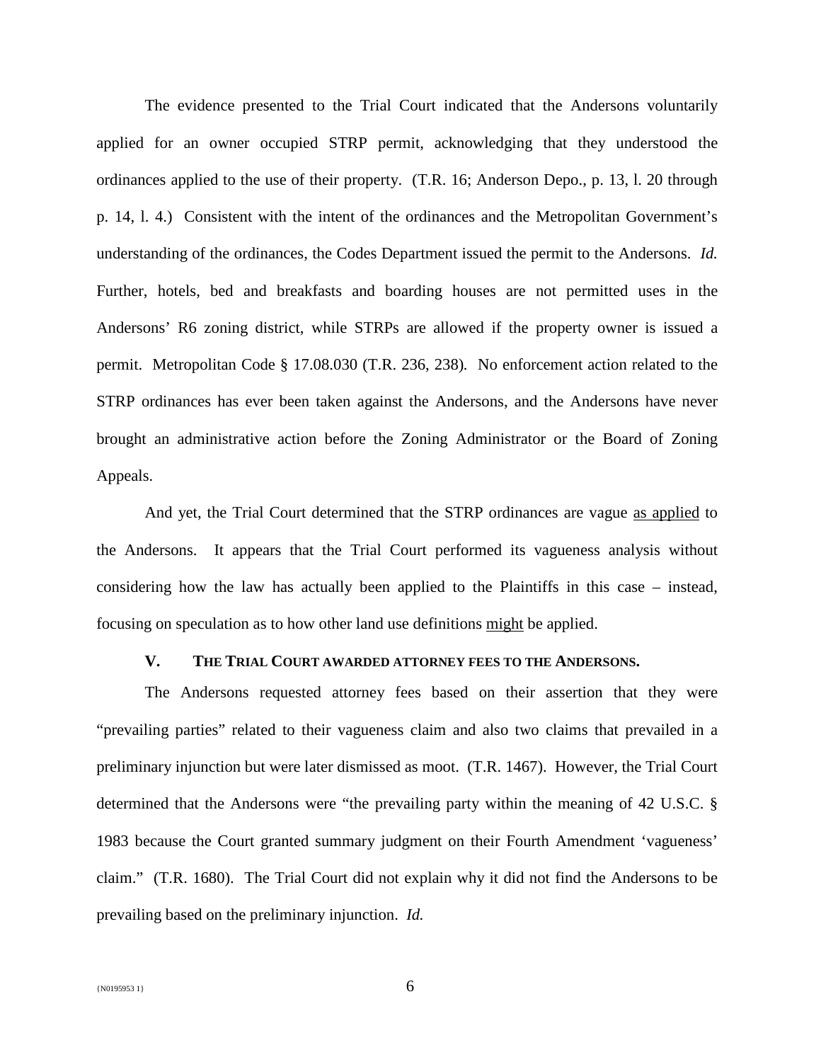The evidence presented to the Trial Court indicated that the Andersons voluntarily applied for an owner occupied STRP permit, acknowledging that they understood the ordinances applied to the use of their property. (T.R. 16; Anderson Depo., p. 13, l. 20 through p. 14, l. 4.) Consistent with the intent of the ordinances and the Metropolitan Government's understanding of the ordinances, the Codes Department issued the permit to the Andersons. *Id.* Further, hotels, bed and breakfasts and boarding houses are not permitted uses in the Andersons' R6 zoning district, while STRPs are allowed if the property owner is issued a permit. Metropolitan Code § 17.08.030 (T.R. 236, 238). No enforcement action related to the STRP ordinances has ever been taken against the Andersons, and the Andersons have never brought an administrative action before the Zoning Administrator or the Board of Zoning Appeals.

And yet, the Trial Court determined that the STRP ordinances are vague <u>as applied</u> to the Andersons. It appears that the Trial Court performed its vagueness analysis without considering how the law has actually been applied to the Plaintiffs in this case – instead, focusing on speculation as to how other land use definitions <u>might</u> be applied.

### V. THE TRIAL COURT AWARDED ATTORNEY FEES TO THE ANDERSONS.

The Andersons requested attorney fees based on their assertion that they were "prevailing parties" related to their vagueness claim and also two claims that prevailed in a preliminary injunction but were later dismissed as moot. (T.R. 1467). However, the Trial Court determined that the Andersons were "the prevailing party within the meaning of 42 U.S.C. § 1983 because the Court granted summary judgment on their Fourth Amendment 'vagueness' claim." (T.R. 1680). The Trial Court did not explain why it did not find the Andersons to be prevailing based on the preliminary injunction. *Id.*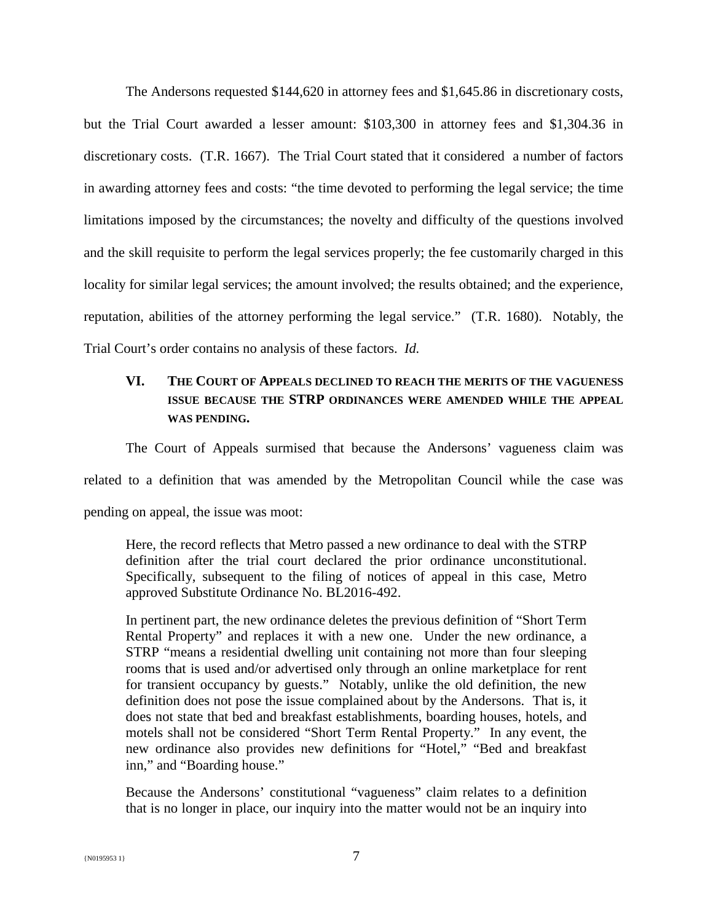The Andersons requested $144,620 in attorney fees and $1,645.86 in discretionary costs, but the Trial Court awarded a lesser amount: $103,300 in attorney fees and $1,304.36 in discretionary costs. (T.R. 1667). The Trial Court stated that it considered a number of factors in awarding attorney fees and costs: "the time devoted to performing the legal service; the time limitations imposed by the circumstances; the novelty and difficulty of the questions involved and the skill requisite to perform the legal services properly; the fee customarily charged in this locality for similar legal services; the amount involved; the results obtained; and the experience, reputation, abilities of the attorney performing the legal service." (T.R. 1680). Notably, the Trial Court's order contains no analysis of these factors. *Id.*

## VI. THE COURT OF APPEALS DECLINED TO REACH THE MERITS OF THE VAGUENESS ISSUE BECAUSE THE STRP ORDINANCES WERE AMENDED WHILE THE APPEAL WAS PENDING.

The Court of Appeals surmised that because the Andersons' vagueness claim was related to a definition that was amended by the Metropolitan Council while the case was pending on appeal, the issue was moot:

> Here, the record reflects that Metro passed a new ordinance to deal with the STRP definition after the trial court declared the prior ordinance unconstitutional. Specifically, subsequent to the filing of notices of appeal in this case, Metro approved Substitute Ordinance No. BL2016-492.
>
> In pertinent part, the new ordinance deletes the previous definition of "Short Term Rental Property" and replaces it with a new one. Under the new ordinance, a STRP "means a residential dwelling unit containing not more than four sleeping rooms that is used and/or advertised only through an online marketplace for rent for transient occupancy by guests." Notably, unlike the old definition, the new definition does not pose the issue complained about by the Andersons. That is, it does not state that bed and breakfast establishments, boarding houses, hotels, and motels shall not be considered "Short Term Rental Property." In any event, the new ordinance also provides new definitions for "Hotel," "Bed and breakfast inn," and "Boarding house."
>
> Because the Andersons' constitutional "vagueness" claim relates to a definition that is no longer in place, our inquiry into the matter would not be an inquiry into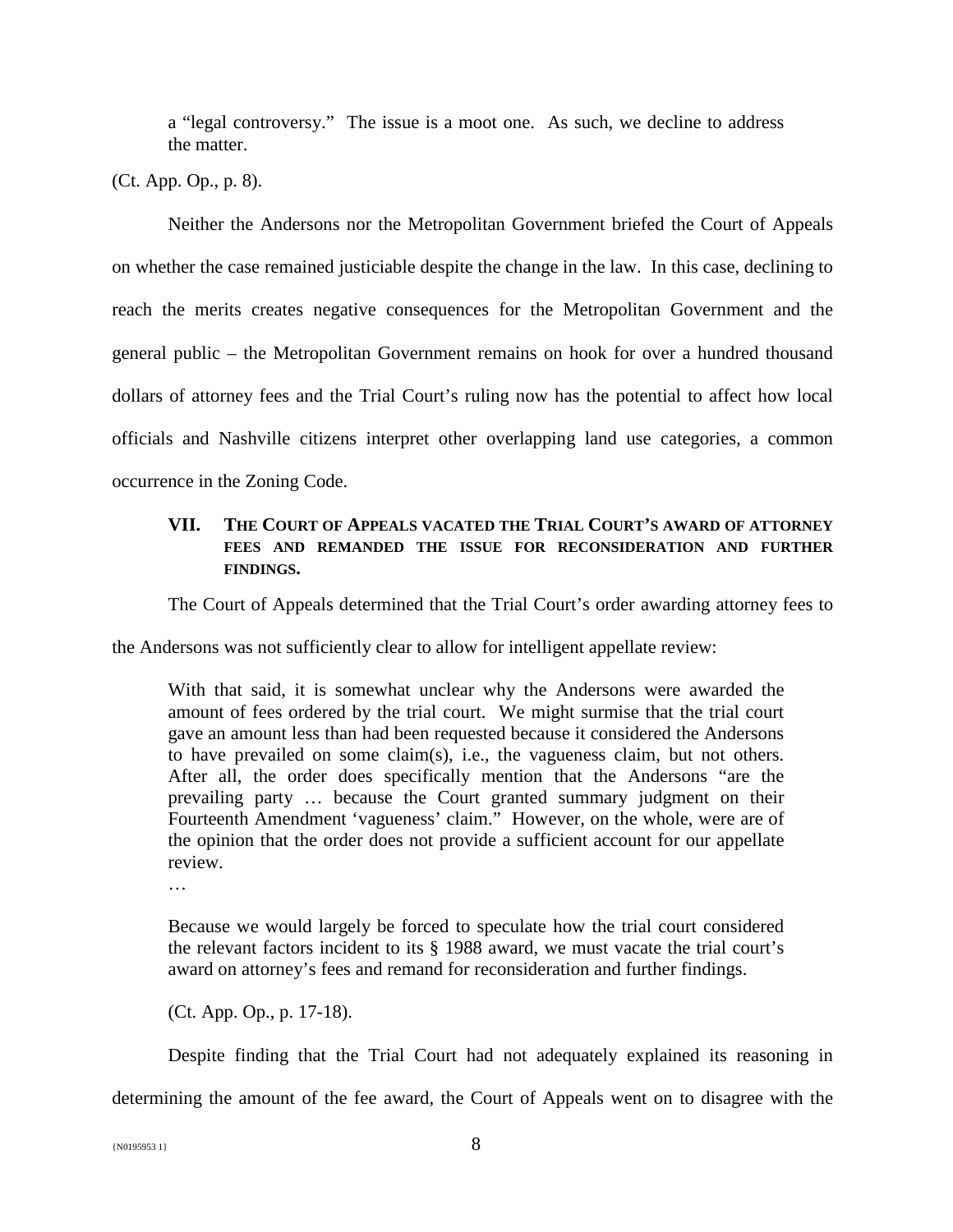> a "legal controversy." The issue is a moot one. As such, we decline to address the matter.

(Ct. App. Op., p. 8).

Neither the Andersons nor the Metropolitan Government briefed the Court of Appeals on whether the case remained justiciable despite the change in the law. In this case, declining to reach the merits creates negative consequences for the Metropolitan Government and the general public – the Metropolitan Government remains on hook for over a hundred thousand dollars of attorney fees and the Trial Court's ruling now has the potential to affect how local officials and Nashville citizens interpret other overlapping land use categories, a common occurrence in the Zoning Code.

### VII. The Court of Appeals vacated the Trial Court's award of attorney fees and remanded the issue for reconsideration and further findings.

The Court of Appeals determined that the Trial Court's order awarding attorney fees to the Andersons was not sufficiently clear to allow for intelligent appellate review:

> With that said, it is somewhat unclear why the Andersons were awarded the amount of fees ordered by the trial court. We might surmise that the trial court gave an amount less than had been requested because it considered the Andersons to have prevailed on some claim(s), i.e., the vagueness claim, but not others. After all, the order does specifically mention that the Andersons "are the prevailing party … because the Court granted summary judgment on their Fourteenth Amendment 'vagueness' claim." However, on the whole, were are of the opinion that the order does not provide a sufficient account for our appellate review.
>
> …
>
> Because we would largely be forced to speculate how the trial court considered the relevant factors incident to its § 1988 award, we must vacate the trial court's award on attorney's fees and remand for reconsideration and further findings.
>
> (Ct. App. Op., p. 17-18).

Despite finding that the Trial Court had not adequately explained its reasoning in determining the amount of the fee award, the Court of Appeals went on to disagree with the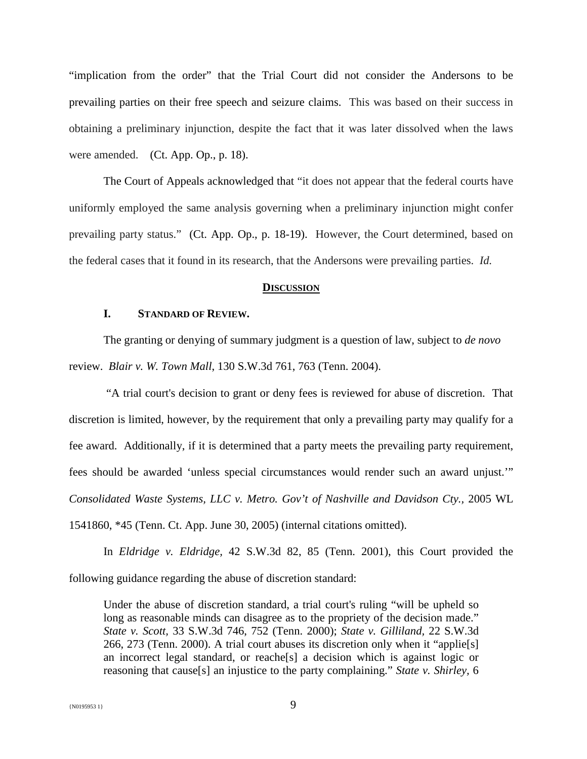"implication from the order" that the Trial Court did not consider the Andersons to be prevailing parties on their free speech and seizure claims. This was based on their success in obtaining a preliminary injunction, despite the fact that it was later dissolved when the laws were amended. (Ct. App. Op., p. 18).

The Court of Appeals acknowledged that "it does not appear that the federal courts have uniformly employed the same analysis governing when a preliminary injunction might confer prevailing party status." (Ct. App. Op., p. 18-19). However, the Court determined, based on the federal cases that it found in its research, that the Andersons were prevailing parties. *Id.*

## DISCUSSION

### I. STANDARD OF REVIEW.

The granting or denying of summary judgment is a question of law, subject to *de novo* review. *Blair v. W. Town Mall*, 130 S.W.3d 761, 763 (Tenn. 2004).

"A trial court's decision to grant or deny fees is reviewed for abuse of discretion. That discretion is limited, however, by the requirement that only a prevailing party may qualify for a fee award. Additionally, if it is determined that a party meets the prevailing party requirement, fees should be awarded 'unless special circumstances would render such an award unjust.'" *Consolidated Waste Systems, LLC v. Metro. Gov't of Nashville and Davidson Cty.*, 2005 WL 1541860, *45 (Tenn. Ct. App. June 30, 2005) (internal citations omitted).

In *Eldridge v. Eldridge,* 42 S.W.3d 82, 85 (Tenn. 2001), this Court provided the following guidance regarding the abuse of discretion standard:

> Under the abuse of discretion standard, a trial court's ruling "will be upheld so long as reasonable minds can disagree as to the propriety of the decision made." *State v. Scott,* 33 S.W.3d 746, 752 (Tenn. 2000); *State v. Gilliland,* 22 S.W.3d 266, 273 (Tenn. 2000). A trial court abuses its discretion only when it "applie[s] an incorrect legal standard, or reache[s] a decision which is against logic or reasoning that cause[s] an injustice to the party complaining." *State v. Shirley,* 6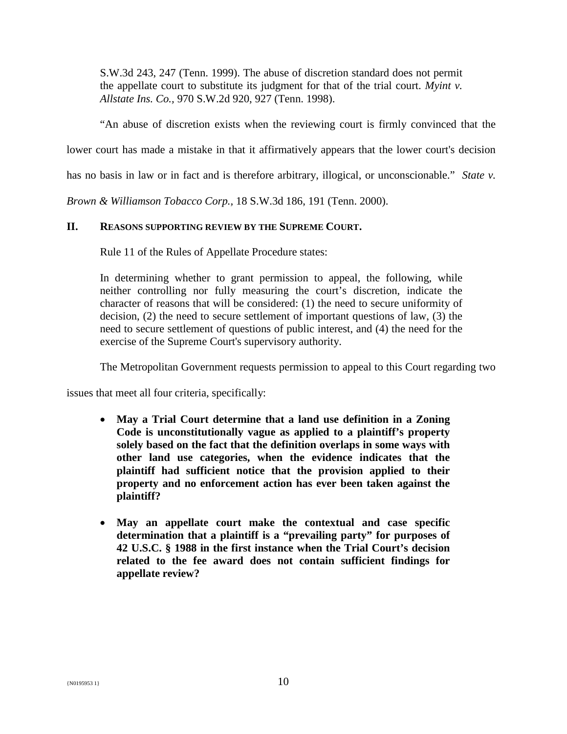> S.W.3d 243, 247 (Tenn. 1999). The abuse of discretion standard does not permit the appellate court to substitute its judgment for that of the trial court. *Myint v. Allstate Ins. Co.*, 970 S.W.2d 920, 927 (Tenn. 1998).

"An abuse of discretion exists when the reviewing court is firmly convinced that the lower court has made a mistake in that it affirmatively appears that the lower court's decision has no basis in law or in fact and is therefore arbitrary, illogical, or unconscionable." *State v. Brown & Williamson Tobacco Corp.*, 18 S.W.3d 186, 191 (Tenn. 2000).

## II. REASONS SUPPORTING REVIEW BY THE SUPREME COURT.

Rule 11 of the Rules of Appellate Procedure states:

> In determining whether to grant permission to appeal, the following, while neither controlling nor fully measuring the court's discretion, indicate the character of reasons that will be considered: (1) the need to secure uniformity of decision, (2) the need to secure settlement of important questions of law, (3) the need to secure settlement of questions of public interest, and (4) the need for the exercise of the Supreme Court's supervisory authority.

The Metropolitan Government requests permission to appeal to this Court regarding two issues that meet all four criteria, specifically:

- **May a Trial Court determine that a land use definition in a Zoning Code is unconstitutionally vague as applied to a plaintiff's property solely based on the fact that the definition overlaps in some ways with other land use categories, when the evidence indicates that the plaintiff had sufficient notice that the provision applied to their property and no enforcement action has ever been taken against the plaintiff?**
- **May an appellate court make the contextual and case specific determination that a plaintiff is a "prevailing party" for purposes of 42 U.S.C. § 1988 in the first instance when the Trial Court's decision related to the fee award does not contain sufficient findings for appellate review?**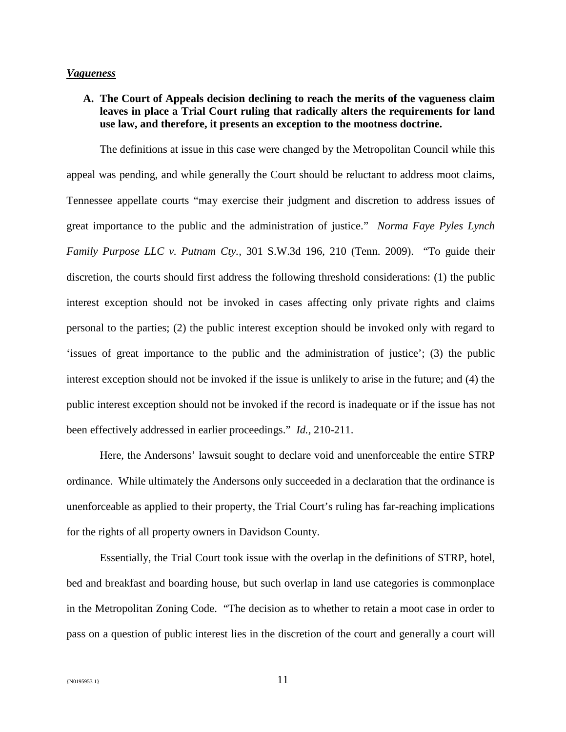***Vagueness***

**A. The Court of Appeals decision declining to reach the merits of the vagueness claim leaves in place a Trial Court ruling that radically alters the requirements for land use law, and therefore, it presents an exception to the mootness doctrine.**

The definitions at issue in this case were changed by the Metropolitan Council while this appeal was pending, and while generally the Court should be reluctant to address moot claims, Tennessee appellate courts "may exercise their judgment and discretion to address issues of great importance to the public and the administration of justice." *Norma Faye Pyles Lynch Family Purpose LLC v. Putnam Cty.,* 301 S.W.3d 196, 210 (Tenn. 2009). "To guide their discretion, the courts should first address the following threshold considerations: (1) the public interest exception should not be invoked in cases affecting only private rights and claims personal to the parties; (2) the public interest exception should be invoked only with regard to 'issues of great importance to the public and the administration of justice'; (3) the public interest exception should not be invoked if the issue is unlikely to arise in the future; and (4) the public interest exception should not be invoked if the record is inadequate or if the issue has not been effectively addressed in earlier proceedings." *Id.,* 210-211.

Here, the Andersons' lawsuit sought to declare void and unenforceable the entire STRP ordinance. While ultimately the Andersons only succeeded in a declaration that the ordinance is unenforceable as applied to their property, the Trial Court's ruling has far-reaching implications for the rights of all property owners in Davidson County.

Essentially, the Trial Court took issue with the overlap in the definitions of STRP, hotel, bed and breakfast and boarding house, but such overlap in land use categories is commonplace in the Metropolitan Zoning Code. "The decision as to whether to retain a moot case in order to pass on a question of public interest lies in the discretion of the court and generally a court will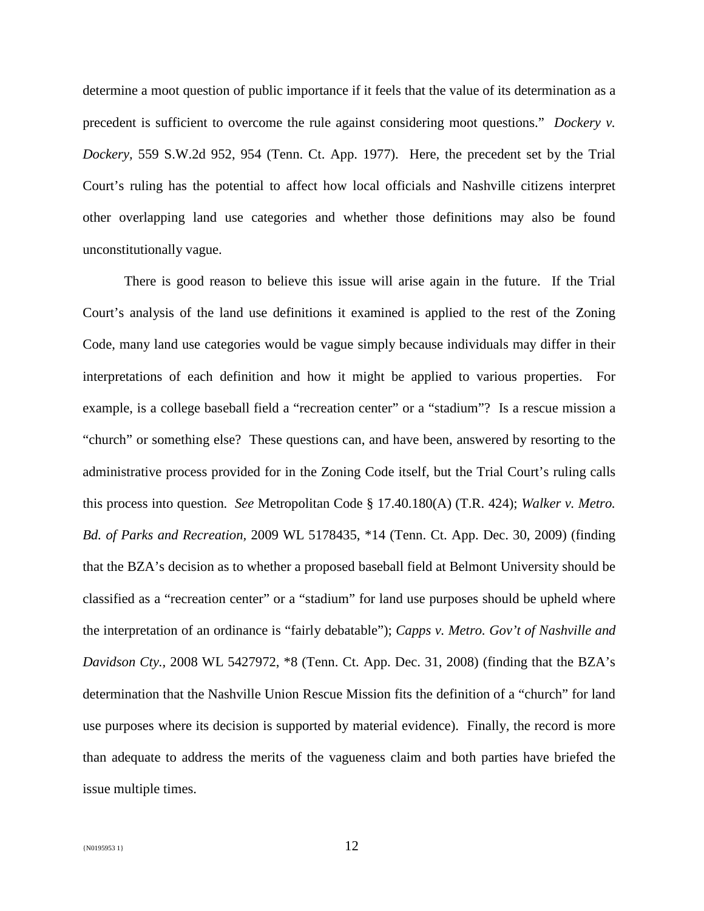determine a moot question of public importance if it feels that the value of its determination as a precedent is sufficient to overcome the rule against considering moot questions." *Dockery v. Dockery*, 559 S.W.2d 952, 954 (Tenn. Ct. App. 1977). Here, the precedent set by the Trial Court's ruling has the potential to affect how local officials and Nashville citizens interpret other overlapping land use categories and whether those definitions may also be found unconstitutionally vague.

There is good reason to believe this issue will arise again in the future. If the Trial Court's analysis of the land use definitions it examined is applied to the rest of the Zoning Code, many land use categories would be vague simply because individuals may differ in their interpretations of each definition and how it might be applied to various properties. For example, is a college baseball field a "recreation center" or a "stadium"? Is a rescue mission a "church" or something else? These questions can, and have been, answered by resorting to the administrative process provided for in the Zoning Code itself, but the Trial Court's ruling calls this process into question. *See* Metropolitan Code § 17.40.180(A) (T.R. 424); *Walker v. Metro. Bd. of Parks and Recreation*, 2009 WL 5178435, *14 (Tenn. Ct. App. Dec. 30, 2009) (finding that the BZA's decision as to whether a proposed baseball field at Belmont University should be classified as a "recreation center" or a "stadium" for land use purposes should be upheld where the interpretation of an ordinance is "fairly debatable"); *Capps v. Metro. Gov't of Nashville and Davidson Cty.*, 2008 WL 5427972, *8 (Tenn. Ct. App. Dec. 31, 2008) (finding that the BZA's determination that the Nashville Union Rescue Mission fits the definition of a "church" for land use purposes where its decision is supported by material evidence). Finally, the record is more than adequate to address the merits of the vagueness claim and both parties have briefed the issue multiple times.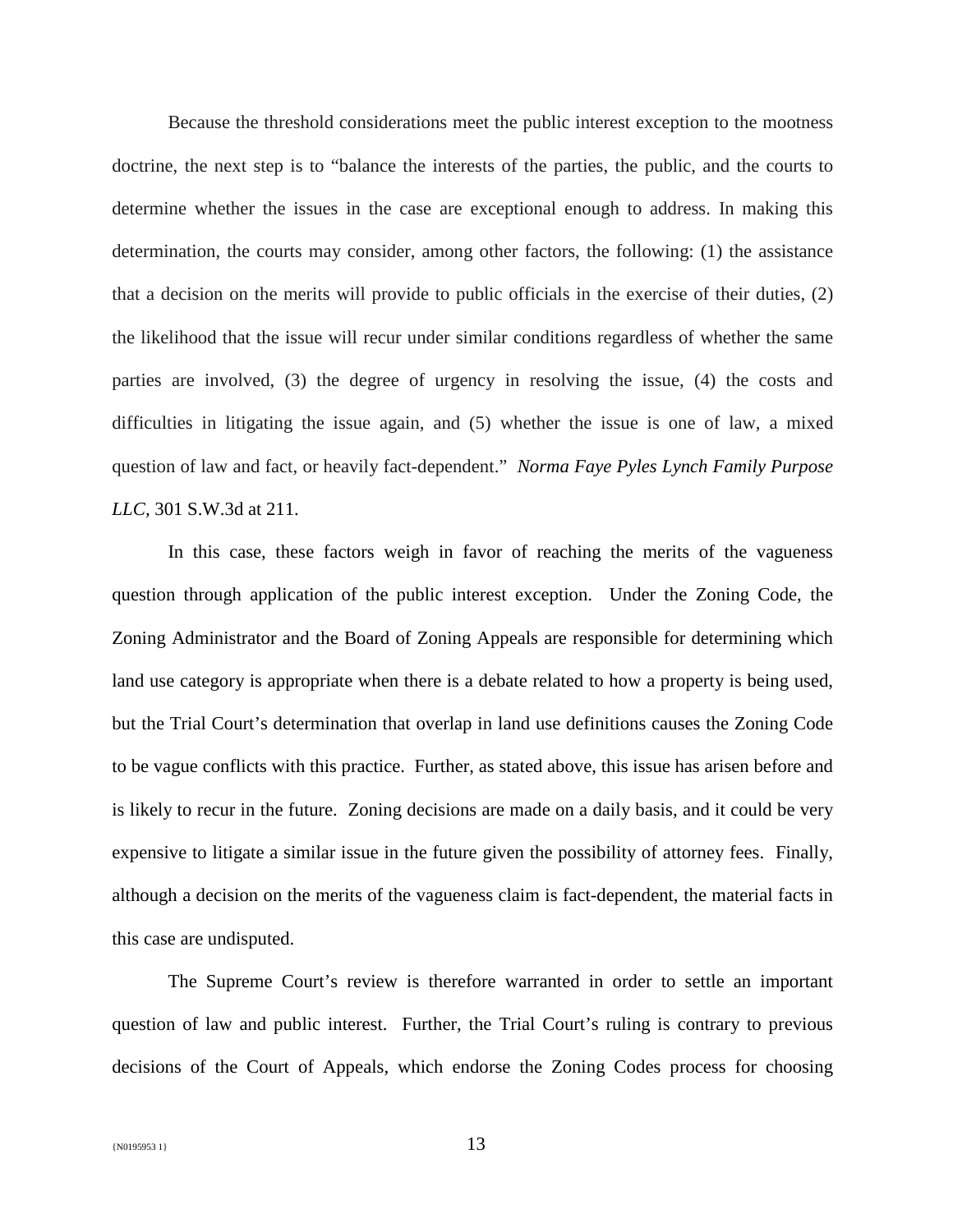Because the threshold considerations meet the public interest exception to the mootness doctrine, the next step is to "balance the interests of the parties, the public, and the courts to determine whether the issues in the case are exceptional enough to address. In making this determination, the courts may consider, among other factors, the following: (1) the assistance that a decision on the merits will provide to public officials in the exercise of their duties, (2) the likelihood that the issue will recur under similar conditions regardless of whether the same parties are involved, (3) the degree of urgency in resolving the issue, (4) the costs and difficulties in litigating the issue again, and (5) whether the issue is one of law, a mixed question of law and fact, or heavily fact-dependent." *Norma Faye Pyles Lynch Family Purpose LLC*, 301 S.W.3d at 211.

In this case, these factors weigh in favor of reaching the merits of the vagueness question through application of the public interest exception. Under the Zoning Code, the Zoning Administrator and the Board of Zoning Appeals are responsible for determining which land use category is appropriate when there is a debate related to how a property is being used, but the Trial Court's determination that overlap in land use definitions causes the Zoning Code to be vague conflicts with this practice. Further, as stated above, this issue has arisen before and is likely to recur in the future. Zoning decisions are made on a daily basis, and it could be very expensive to litigate a similar issue in the future given the possibility of attorney fees. Finally, although a decision on the merits of the vagueness claim is fact-dependent, the material facts in this case are undisputed.

The Supreme Court's review is therefore warranted in order to settle an important question of law and public interest. Further, the Trial Court's ruling is contrary to previous decisions of the Court of Appeals, which endorse the Zoning Codes process for choosing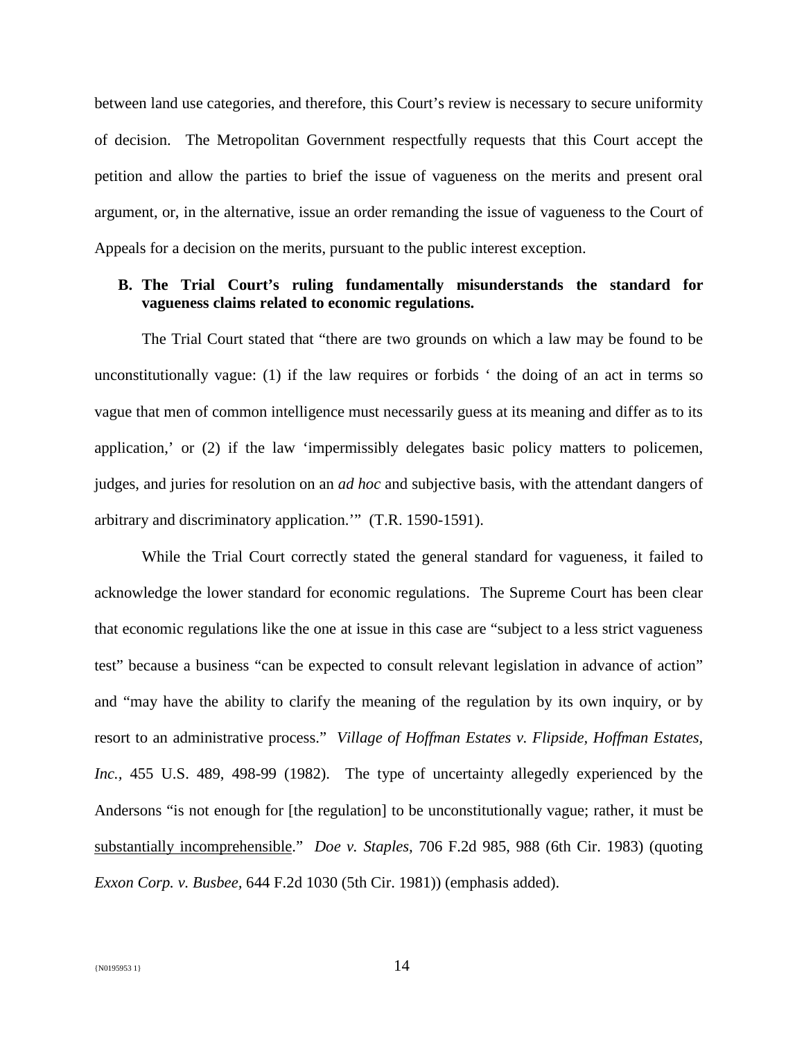between land use categories, and therefore, this Court's review is necessary to secure uniformity of decision. The Metropolitan Government respectfully requests that this Court accept the petition and allow the parties to brief the issue of vagueness on the merits and present oral argument, or, in the alternative, issue an order remanding the issue of vagueness to the Court of Appeals for a decision on the merits, pursuant to the public interest exception.

### B. The Trial Court's ruling fundamentally misunderstands the standard for vagueness claims related to economic regulations.

The Trial Court stated that "there are two grounds on which a law may be found to be unconstitutionally vague: (1) if the law requires or forbids ' the doing of an act in terms so vague that men of common intelligence must necessarily guess at its meaning and differ as to its application,' or (2) if the law 'impermissibly delegates basic policy matters to policemen, judges, and juries for resolution on an *ad hoc* and subjective basis, with the attendant dangers of arbitrary and discriminatory application.'" (T.R. 1590-1591).

While the Trial Court correctly stated the general standard for vagueness, it failed to acknowledge the lower standard for economic regulations. The Supreme Court has been clear that economic regulations like the one at issue in this case are "subject to a less strict vagueness test" because a business "can be expected to consult relevant legislation in advance of action" and "may have the ability to clarify the meaning of the regulation by its own inquiry, or by resort to an administrative process." *Village of Hoffman Estates v. Flipside, Hoffman Estates, Inc.*, 455 U.S. 489, 498-99 (1982). The type of uncertainty allegedly experienced by the Andersons "is not enough for [the regulation] to be unconstitutionally vague; rather, it must be <u>substantially incomprehensible</u>." *Doe v. Staples*, 706 F.2d 985, 988 (6th Cir. 1983) (quoting *Exxon Corp. v. Busbee*, 644 F.2d 1030 (5th Cir. 1981)) (emphasis added).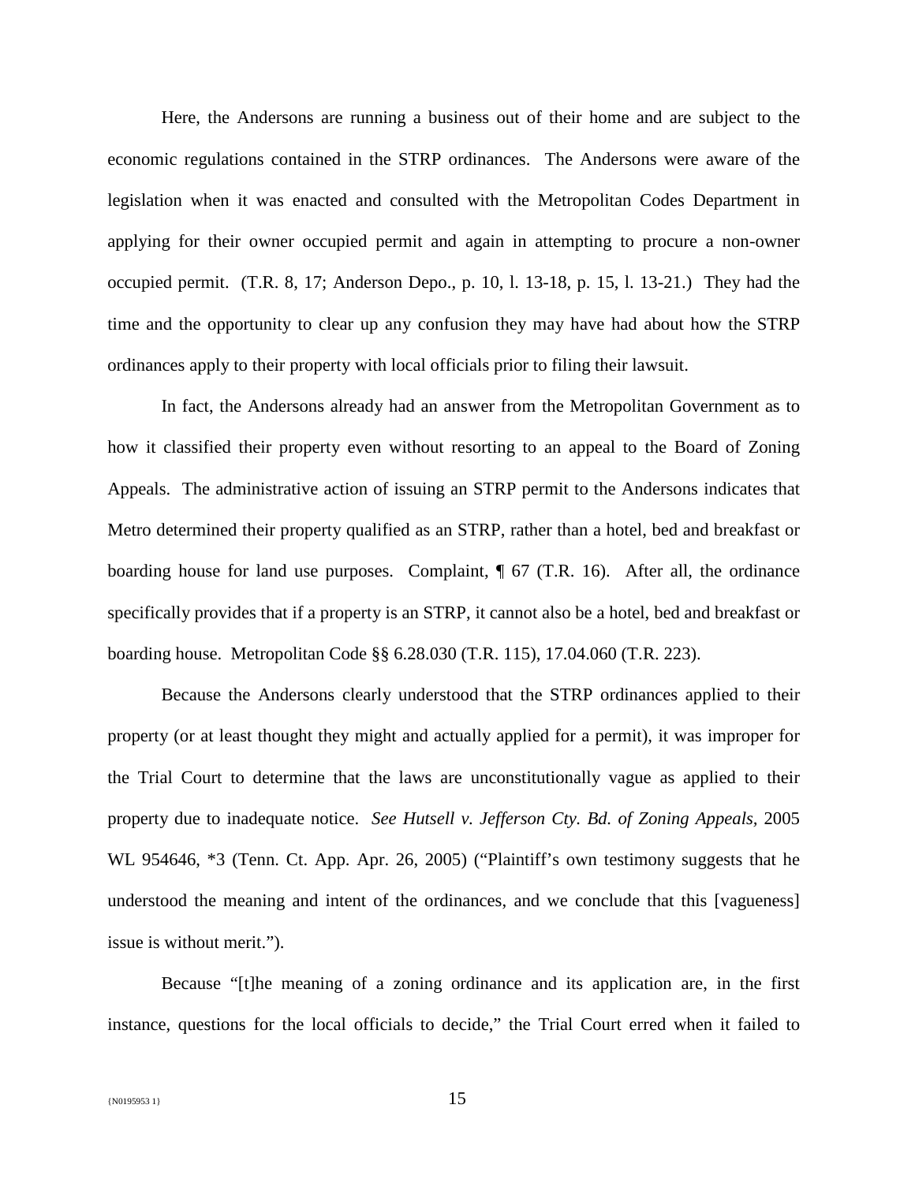Here, the Andersons are running a business out of their home and are subject to the economic regulations contained in the STRP ordinances. The Andersons were aware of the legislation when it was enacted and consulted with the Metropolitan Codes Department in applying for their owner occupied permit and again in attempting to procure a non-owner occupied permit. (T.R. 8, 17; Anderson Depo., p. 10, l. 13-18, p. 15, l. 13-21.) They had the time and the opportunity to clear up any confusion they may have had about how the STRP ordinances apply to their property with local officials prior to filing their lawsuit.

In fact, the Andersons already had an answer from the Metropolitan Government as to how it classified their property even without resorting to an appeal to the Board of Zoning Appeals. The administrative action of issuing an STRP permit to the Andersons indicates that Metro determined their property qualified as an STRP, rather than a hotel, bed and breakfast or boarding house for land use purposes. Complaint, ¶ 67 (T.R. 16). After all, the ordinance specifically provides that if a property is an STRP, it cannot also be a hotel, bed and breakfast or boarding house. Metropolitan Code §§ 6.28.030 (T.R. 115), 17.04.060 (T.R. 223).

Because the Andersons clearly understood that the STRP ordinances applied to their property (or at least thought they might and actually applied for a permit), it was improper for the Trial Court to determine that the laws are unconstitutionally vague as applied to their property due to inadequate notice. *See Hutsell v. Jefferson Cty. Bd. of Zoning Appeals*, 2005 WL 954646, *3 (Tenn. Ct. App. Apr. 26, 2005) ("Plaintiff's own testimony suggests that he understood the meaning and intent of the ordinances, and we conclude that this [vagueness] issue is without merit.").

Because "[t]he meaning of a zoning ordinance and its application are, in the first instance, questions for the local officials to decide," the Trial Court erred when it failed to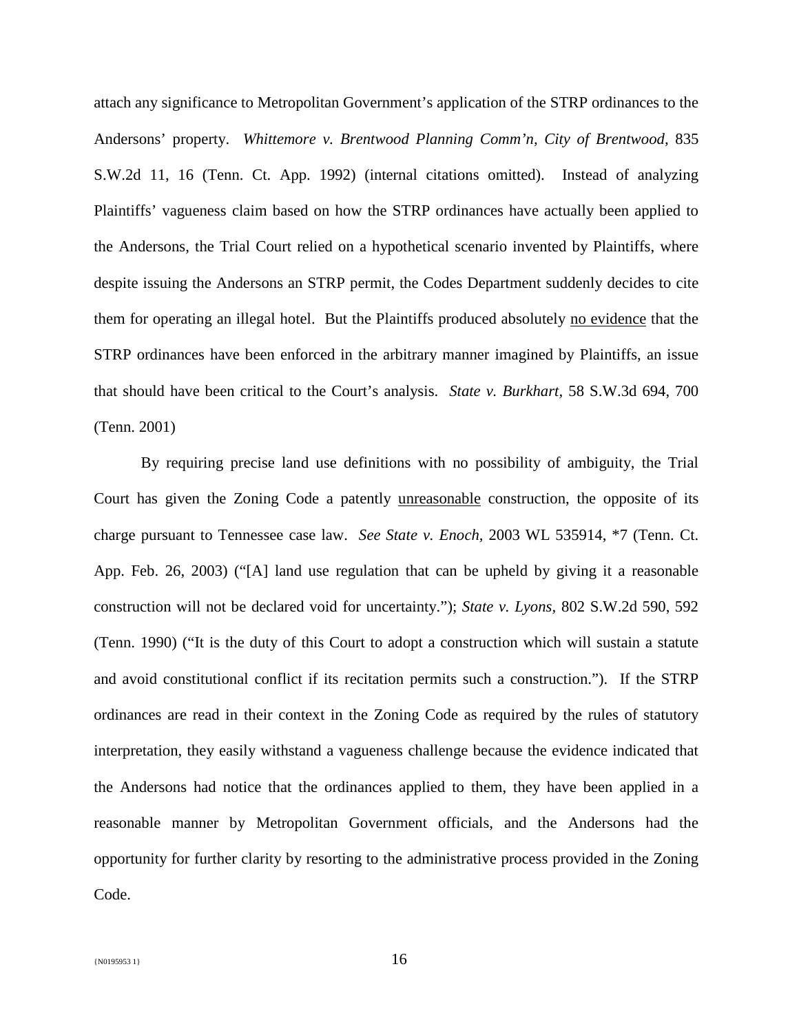attach any significance to Metropolitan Government's application of the STRP ordinances to the Andersons' property. *Whittemore v. Brentwood Planning Comm'n, City of Brentwood*, 835 S.W.2d 11, 16 (Tenn. Ct. App. 1992) (internal citations omitted). Instead of analyzing Plaintiffs' vagueness claim based on how the STRP ordinances have actually been applied to the Andersons, the Trial Court relied on a hypothetical scenario invented by Plaintiffs, where despite issuing the Andersons an STRP permit, the Codes Department suddenly decides to cite them for operating an illegal hotel. But the Plaintiffs produced absolutely <u>no evidence</u> that the STRP ordinances have been enforced in the arbitrary manner imagined by Plaintiffs, an issue that should have been critical to the Court's analysis. *State v. Burkhart*, 58 S.W.3d 694, 700 (Tenn. 2001)

By requiring precise land use definitions with no possibility of ambiguity, the Trial Court has given the Zoning Code a patently <u>unreasonable</u> construction, the opposite of its charge pursuant to Tennessee case law. *See State v. Enoch*, 2003 WL 535914, \*7 (Tenn. Ct. App. Feb. 26, 2003) ("[A] land use regulation that can be upheld by giving it a reasonable construction will not be declared void for uncertainty."); *State v. Lyons*, 802 S.W.2d 590, 592 (Tenn. 1990) ("It is the duty of this Court to adopt a construction which will sustain a statute and avoid constitutional conflict if its recitation permits such a construction."). If the STRP ordinances are read in their context in the Zoning Code as required by the rules of statutory interpretation, they easily withstand a vagueness challenge because the evidence indicated that the Andersons had notice that the ordinances applied to them, they have been applied in a reasonable manner by Metropolitan Government officials, and the Andersons had the opportunity for further clarity by resorting to the administrative process provided in the Zoning Code.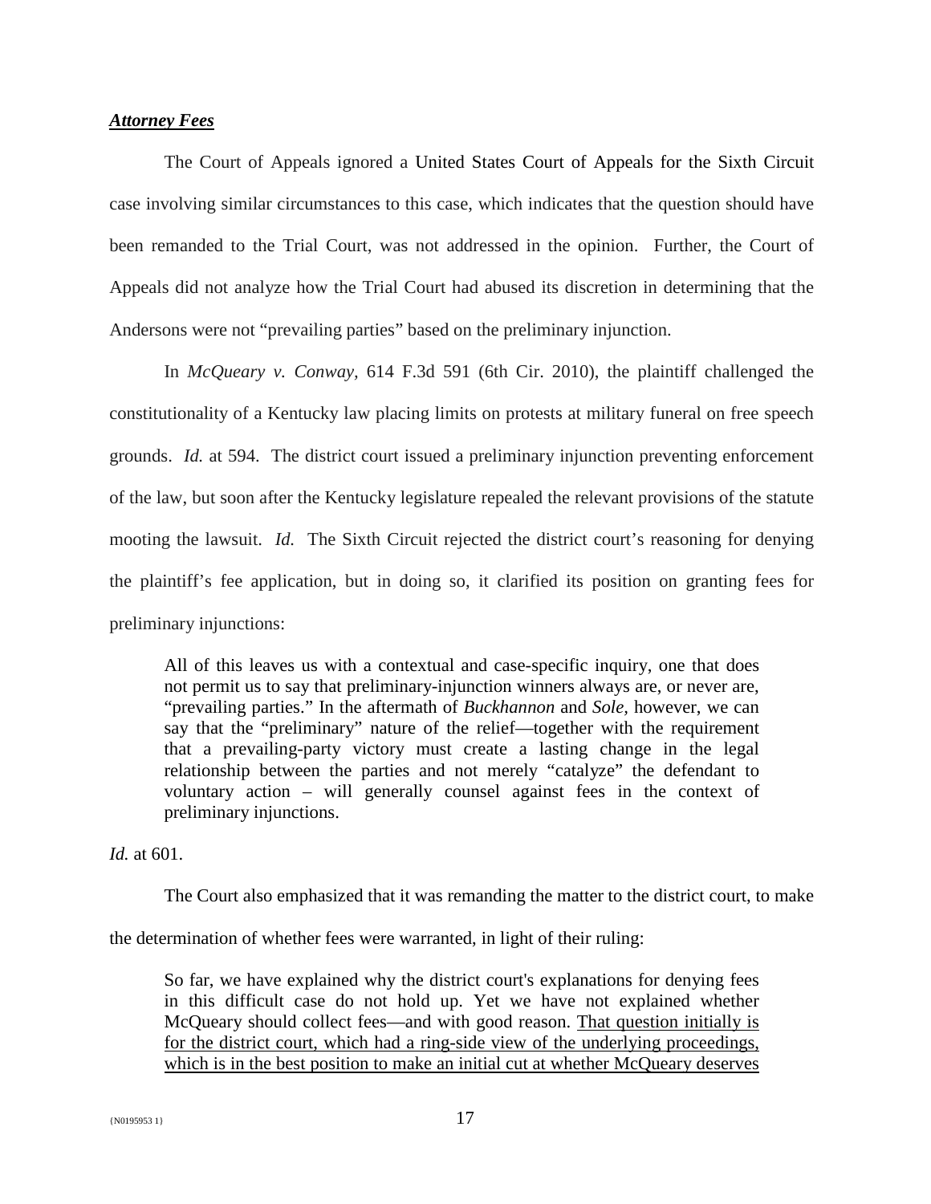***Attorney Fees***

The Court of Appeals ignored a United States Court of Appeals for the Sixth Circuit case involving similar circumstances to this case, which indicates that the question should have been remanded to the Trial Court, was not addressed in the opinion. Further, the Court of Appeals did not analyze how the Trial Court had abused its discretion in determining that the Andersons were not "prevailing parties" based on the preliminary injunction.

In *McQueary v. Conway,* 614 F.3d 591 (6th Cir. 2010), the plaintiff challenged the constitutionality of a Kentucky law placing limits on protests at military funeral on free speech grounds. *Id.* at 594. The district court issued a preliminary injunction preventing enforcement of the law, but soon after the Kentucky legislature repealed the relevant provisions of the statute mooting the lawsuit. *Id.* The Sixth Circuit rejected the district court's reasoning for denying the plaintiff's fee application, but in doing so, it clarified its position on granting fees for preliminary injunctions:

> All of this leaves us with a contextual and case-specific inquiry, one that does not permit us to say that preliminary-injunction winners always are, or never are, "prevailing parties." In the aftermath of *Buckhannon* and *Sole,* however, we can say that the "preliminary" nature of the relief—together with the requirement that a prevailing-party victory must create a lasting change in the legal relationship between the parties and not merely "catalyze" the defendant to voluntary action – will generally counsel against fees in the context of preliminary injunctions.

*Id.* at 601.

The Court also emphasized that it was remanding the matter to the district court, to make the determination of whether fees were warranted, in light of their ruling:

> So far, we have explained why the district court's explanations for denying fees in this difficult case do not hold up. Yet we have not explained whether McQueary should collect fees—and with good reason. <u>That question initially is for the district court, which had a ring-side view of the underlying proceedings, which is in the best position to make an initial cut at whether McQueary deserves</u>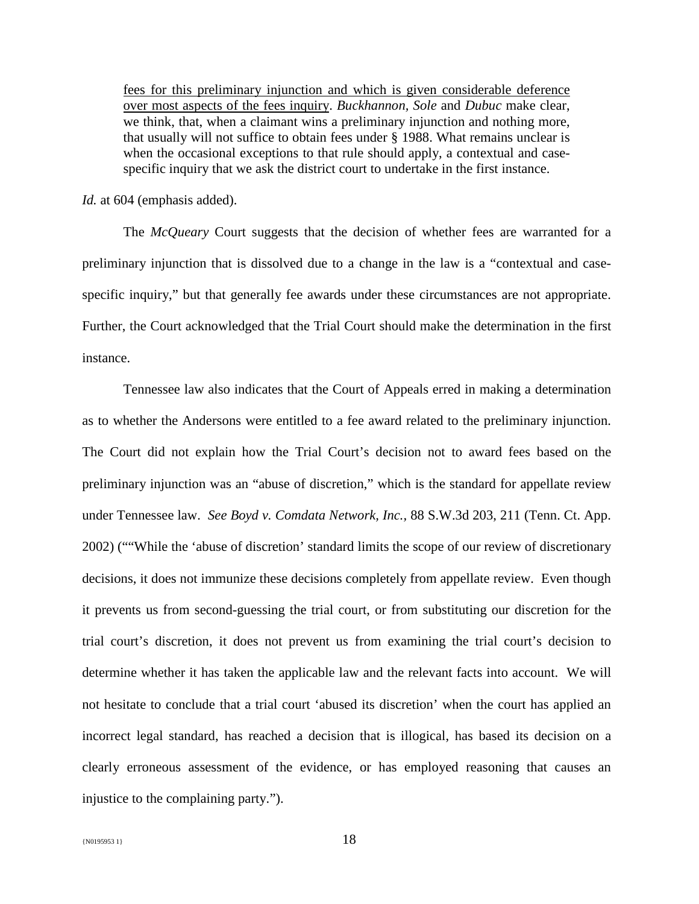> <u>fees for this preliminary injunction and which is given considerable deference over most aspects of the fees inquiry</u>. *Buckhannon*, *Sole* and *Dubuc* make clear, we think, that, when a claimant wins a preliminary injunction and nothing more, that usually will not suffice to obtain fees under § 1988. What remains unclear is when the occasional exceptions to that rule should apply, a contextual and case-specific inquiry that we ask the district court to undertake in the first instance.

*Id.* at 604 (emphasis added).

The *McQueary* Court suggests that the decision of whether fees are warranted for a preliminary injunction that is dissolved due to a change in the law is a "contextual and case-specific inquiry," but that generally fee awards under these circumstances are not appropriate. Further, the Court acknowledged that the Trial Court should make the determination in the first instance.

Tennessee law also indicates that the Court of Appeals erred in making a determination as to whether the Andersons were entitled to a fee award related to the preliminary injunction. The Court did not explain how the Trial Court's decision not to award fees based on the preliminary injunction was an "abuse of discretion," which is the standard for appellate review under Tennessee law. *See Boyd v. Comdata Network, Inc.*, 88 S.W.3d 203, 211 (Tenn. Ct. App. 2002) (""While the 'abuse of discretion' standard limits the scope of our review of discretionary decisions, it does not immunize these decisions completely from appellate review. Even though it prevents us from second-guessing the trial court, or from substituting our discretion for the trial court's discretion, it does not prevent us from examining the trial court's decision to determine whether it has taken the applicable law and the relevant facts into account. We will not hesitate to conclude that a trial court 'abused its discretion' when the court has applied an incorrect legal standard, has reached a decision that is illogical, has based its decision on a clearly erroneous assessment of the evidence, or has employed reasoning that causes an injustice to the complaining party.").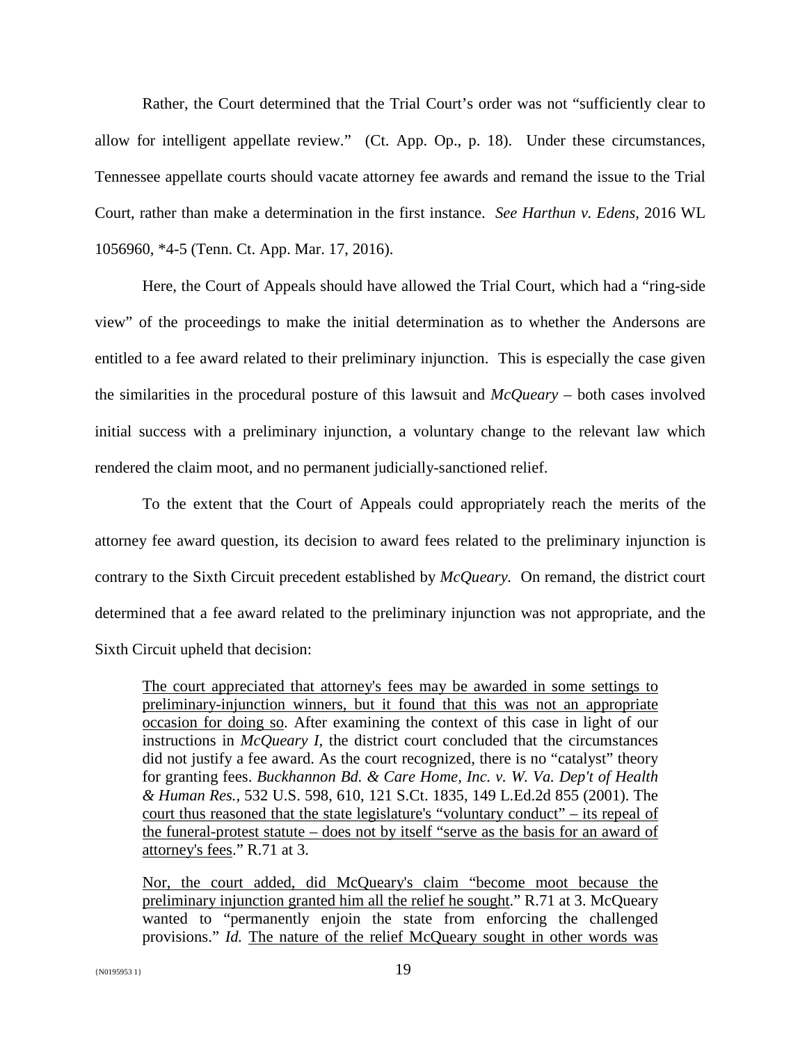Rather, the Court determined that the Trial Court's order was not "sufficiently clear to allow for intelligent appellate review." (Ct. App. Op., p. 18). Under these circumstances, Tennessee appellate courts should vacate attorney fee awards and remand the issue to the Trial Court, rather than make a determination in the first instance. *See Harthun v. Edens,* 2016 WL 1056960, *4-5 (Tenn. Ct. App. Mar. 17, 2016).

Here, the Court of Appeals should have allowed the Trial Court, which had a "ring-side view" of the proceedings to make the initial determination as to whether the Andersons are entitled to a fee award related to their preliminary injunction. This is especially the case given the similarities in the procedural posture of this lawsuit and *McQueary* – both cases involved initial success with a preliminary injunction, a voluntary change to the relevant law which rendered the claim moot, and no permanent judicially-sanctioned relief.

To the extent that the Court of Appeals could appropriately reach the merits of the attorney fee award question, its decision to award fees related to the preliminary injunction is contrary to the Sixth Circuit precedent established by *McQueary.* On remand, the district court determined that a fee award related to the preliminary injunction was not appropriate, and the Sixth Circuit upheld that decision:

> <u>The court appreciated that attorney's fees may be awarded in some settings to preliminary-injunction winners, but it found that this was not an appropriate occasion for doing so</u>. After examining the context of this case in light of our instructions in *McQueary I,* the district court concluded that the circumstances did not justify a fee award. As the court recognized, there is no "catalyst" theory for granting fees. *Buckhannon Bd. & Care Home, Inc. v. W. Va. Dep't of Health & Human Res.*, 532 U.S. 598, 610, 121 S.Ct. 1835, 149 L.Ed.2d 855 (2001). The <u>court thus reasoned that the state legislature's "voluntary conduct" – its repeal of the funeral-protest statute – does not by itself "serve as the basis for an award of attorney's fees</u>." R.71 at 3.
>
> <u>Nor, the court added, did McQueary's claim "become moot because the preliminary injunction granted him all the relief he sought</u>." R.71 at 3. McQueary wanted to "permanently enjoin the state from enforcing the challenged provisions." *Id.* <u>The nature of the relief McQueary sought in other words was</u>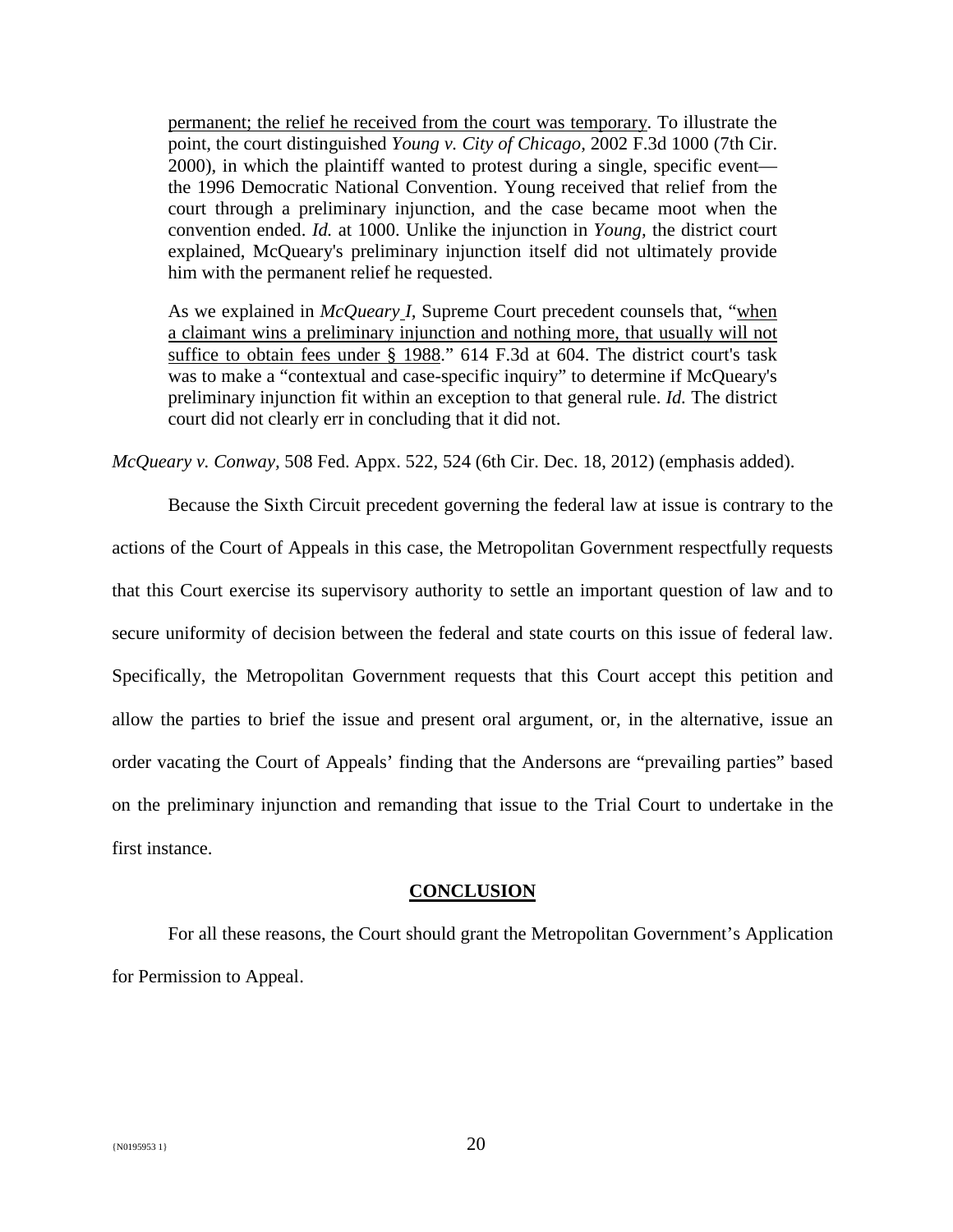> <u>permanent; the relief he received from the court was temporary</u>. To illustrate the point, the court distinguished *Young v. City of Chicago,* 2002 F.3d 1000 (7th Cir. 2000), in which the plaintiff wanted to protest during a single, specific event—the 1996 Democratic National Convention. Young received that relief from the court through a preliminary injunction, and the case became moot when the convention ended. *Id.* at 1000. Unlike the injunction in *Young,* the district court explained, McQueary's preliminary injunction itself did not ultimately provide him with the permanent relief he requested.
>
> As we explained in *McQueary I,* Supreme Court precedent counsels that, "<u>when a claimant wins a preliminary injunction and nothing more, that usually will not suffice to obtain fees under § 1988</u>." 614 F.3d at 604. The district court's task was to make a "contextual and case-specific inquiry" to determine if McQueary's preliminary injunction fit within an exception to that general rule. *Id.* The district court did not clearly err in concluding that it did not.

*McQueary v. Conway,* 508 Fed. Appx. 522, 524 (6th Cir. Dec. 18, 2012) (emphasis added).

Because the Sixth Circuit precedent governing the federal law at issue is contrary to the actions of the Court of Appeals in this case, the Metropolitan Government respectfully requests that this Court exercise its supervisory authority to settle an important question of law and to secure uniformity of decision between the federal and state courts on this issue of federal law. Specifically, the Metropolitan Government requests that this Court accept this petition and allow the parties to brief the issue and present oral argument, or, in the alternative, issue an order vacating the Court of Appeals' finding that the Andersons are "prevailing parties" based on the preliminary injunction and remanding that issue to the Trial Court to undertake in the first instance.

## CONCLUSION

For all these reasons, the Court should grant the Metropolitan Government's Application for Permission to Appeal.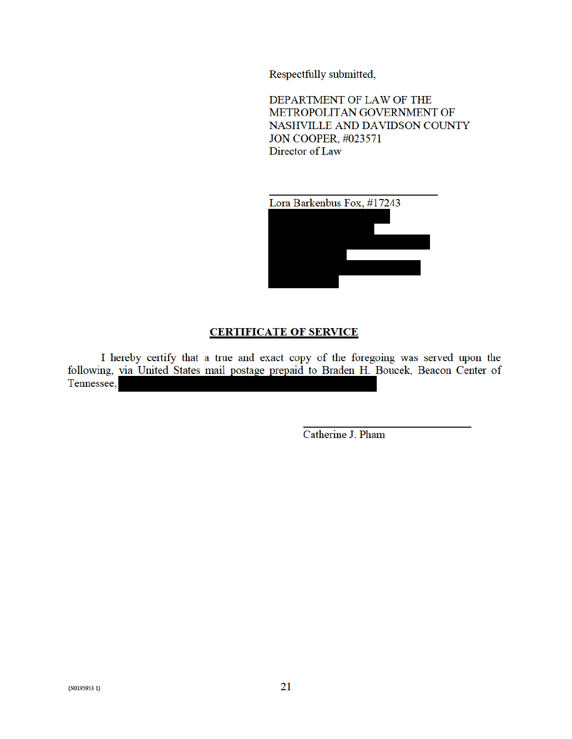Respectfully submitted,

DEPARTMENT OF LAW OF THE
METROPOLITAN GOVERNMENT OF
NASHVILLE AND DAVIDSON COUNTY
JON COOPER, #023571
Director of Law

\_\_\_\_\_\_\_\_\_\_\_\_\_\_\_\_\_\_\_\_\_\_\_\_\_\_\_\_\_\_
Lora Barkenbus Fox, #17243

## CERTIFICATE OF SERVICE

I hereby certify that a true and exact copy of the foregoing was served upon the following, via United States mail postage prepaid to Braden H. Boucek, Beacon Center of Tennessee,

\_\_\_\_\_\_\_\_\_\_\_\_\_\_\_\_\_\_\_\_\_\_\_\_\_\_\_\_\_\_
Catherine J. Pham

{N0195953 1}